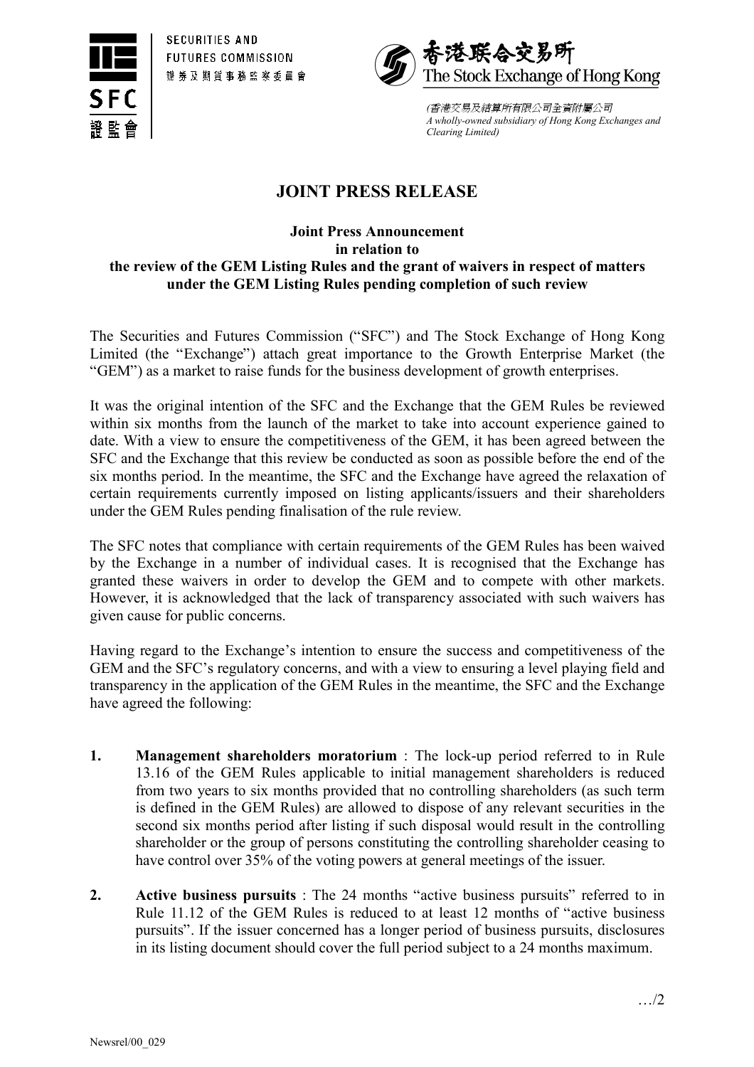SECURITIES AND FUTURES COMMISSION
證券及期貨事務監察委員會

香港联合交易所
The Stock Exchange of Hong Kong

(香港交易及結算所有限公司全資附屬公司
*A wholly-owned subsidiary of Hong Kong Exchanges and Clearing Limited)*

# JOINT PRESS RELEASE

**Joint Press Announcement
in relation to
the review of the GEM Listing Rules and the grant of waivers in respect of matters under the GEM Listing Rules pending completion of such review**

The Securities and Futures Commission ("SFC") and The Stock Exchange of Hong Kong Limited (the "Exchange") attach great importance to the Growth Enterprise Market (the "GEM") as a market to raise funds for the business development of growth enterprises.

It was the original intention of the SFC and the Exchange that the GEM Rules be reviewed within six months from the launch of the market to take into account experience gained to date. With a view to ensure the competitiveness of the GEM, it has been agreed between the SFC and the Exchange that this review be conducted as soon as possible before the end of the six months period. In the meantime, the SFC and the Exchange have agreed the relaxation of certain requirements currently imposed on listing applicants/issuers and their shareholders under the GEM Rules pending finalisation of the rule review.

The SFC notes that compliance with certain requirements of the GEM Rules has been waived by the Exchange in a number of individual cases. It is recognised that the Exchange has granted these waivers in order to develop the GEM and to compete with other markets. However, it is acknowledged that the lack of transparency associated with such waivers has given cause for public concerns.

Having regard to the Exchange's intention to ensure the success and competitiveness of the GEM and the SFC's regulatory concerns, and with a view to ensuring a level playing field and transparency in the application of the GEM Rules in the meantime, the SFC and the Exchange have agreed the following:

1. **Management shareholders moratorium** : The lock-up period referred to in Rule 13.16 of the GEM Rules applicable to initial management shareholders is reduced from two years to six months provided that no controlling shareholders (as such term is defined in the GEM Rules) are allowed to dispose of any relevant securities in the second six months period after listing if such disposal would result in the controlling shareholder or the group of persons constituting the controlling shareholder ceasing to have control over 35% of the voting powers at general meetings of the issuer.

2. **Active business pursuits** : The 24 months "active business pursuits" referred to in Rule 11.12 of the GEM Rules is reduced to at least 12 months of "active business pursuits". If the issuer concerned has a longer period of business pursuits, disclosures in its listing document should cover the full period subject to a 24 months maximum.

…/2

Newsrel/00_029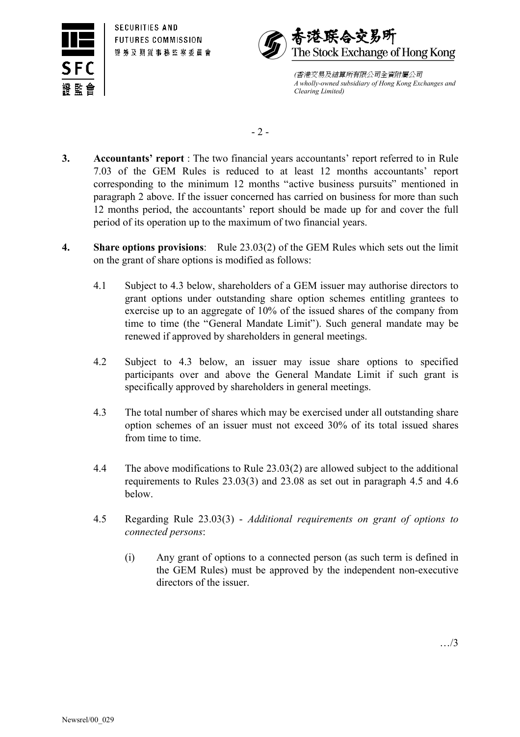3. **Accountants' report** : The two financial years accountants' report referred to in Rule 7.03 of the GEM Rules is reduced to at least 12 months accountants' report corresponding to the minimum 12 months "active business pursuits" mentioned in paragraph 2 above. If the issuer concerned has carried on business for more than such 12 months period, the accountants' report should be made up for and cover the full period of its operation up to the maximum of two financial years.

4. **Share options provisions**: Rule 23.03(2) of the GEM Rules which sets out the limit on the grant of share options is modified as follows:

   4.1 Subject to 4.3 below, shareholders of a GEM issuer may authorise directors to grant options under outstanding share option schemes entitling grantees to exercise up to an aggregate of 10% of the issued shares of the company from time to time (the "General Mandate Limit"). Such general mandate may be renewed if approved by shareholders in general meetings.

   4.2 Subject to 4.3 below, an issuer may issue share options to specified participants over and above the General Mandate Limit if such grant is specifically approved by shareholders in general meetings.

   4.3 The total number of shares which may be exercised under all outstanding share option schemes of an issuer must not exceed 30% of its total issued shares from time to time.

   4.4 The above modifications to Rule 23.03(2) are allowed subject to the additional requirements to Rules 23.03(3) and 23.08 as set out in paragraph 4.5 and 4.6 below.

   4.5 Regarding Rule 23.03(3) - *Additional requirements on grant of options to connected persons*:

      (i) Any grant of options to a connected person (as such term is defined in the GEM Rules) must be approved by the independent non-executive directors of the issuer.

…/3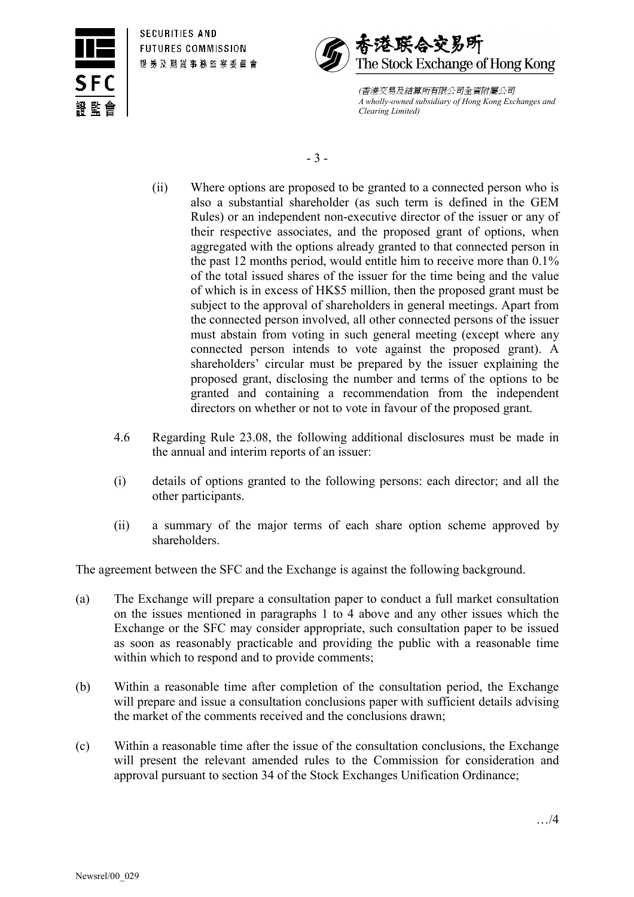(ii) Where options are proposed to be granted to a connected person who is also a substantial shareholder (as such term is defined in the GEM Rules) or an independent non-executive director of the issuer or any of their respective associates, and the proposed grant of options, when aggregated with the options already granted to that connected person in the past 12 months period, would entitle him to receive more than 0.1% of the total issued shares of the issuer for the time being and the value of which is in excess of HK$5 million, then the proposed grant must be subject to the approval of shareholders in general meetings. Apart from the connected person involved, all other connected persons of the issuer must abstain from voting in such general meeting (except where any connected person intends to vote against the proposed grant). A shareholders' circular must be prepared by the issuer explaining the proposed grant, disclosing the number and terms of the options to be granted and containing a recommendation from the independent directors on whether or not to vote in favour of the proposed grant.

4.6 Regarding Rule 23.08, the following additional disclosures must be made in the annual and interim reports of an issuer:

(i) details of options granted to the following persons: each director; and all the other participants.

(ii) a summary of the major terms of each share option scheme approved by shareholders.

The agreement between the SFC and the Exchange is against the following background.

(a) The Exchange will prepare a consultation paper to conduct a full market consultation on the issues mentioned in paragraphs 1 to 4 above and any other issues which the Exchange or the SFC may consider appropriate, such consultation paper to be issued as soon as reasonably practicable and providing the public with a reasonable time within which to respond and to provide comments;

(b) Within a reasonable time after completion of the consultation period, the Exchange will prepare and issue a consultation conclusions paper with sufficient details advising the market of the comments received and the conclusions drawn;

(c) Within a reasonable time after the issue of the consultation conclusions, the Exchange will present the relevant amended rules to the Commission for consideration and approval pursuant to section 34 of the Stock Exchanges Unification Ordinance;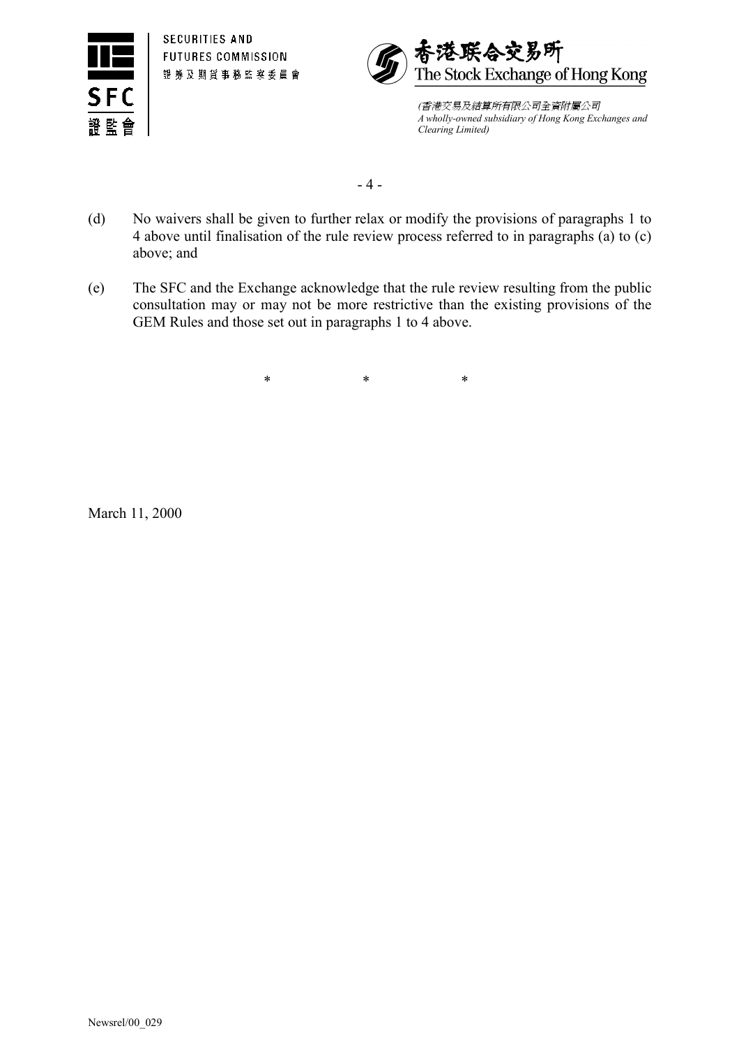(d) No waivers shall be given to further relax or modify the provisions of paragraphs 1 to 4 above until finalisation of the rule review process referred to in paragraphs (a) to (c) above; and

(e) The SFC and the Exchange acknowledge that the rule review resulting from the public consultation may or may not be more restrictive than the existing provisions of the GEM Rules and those set out in paragraphs 1 to 4 above.

\* \* \*

March 11, 2000

Newsrel/00_029